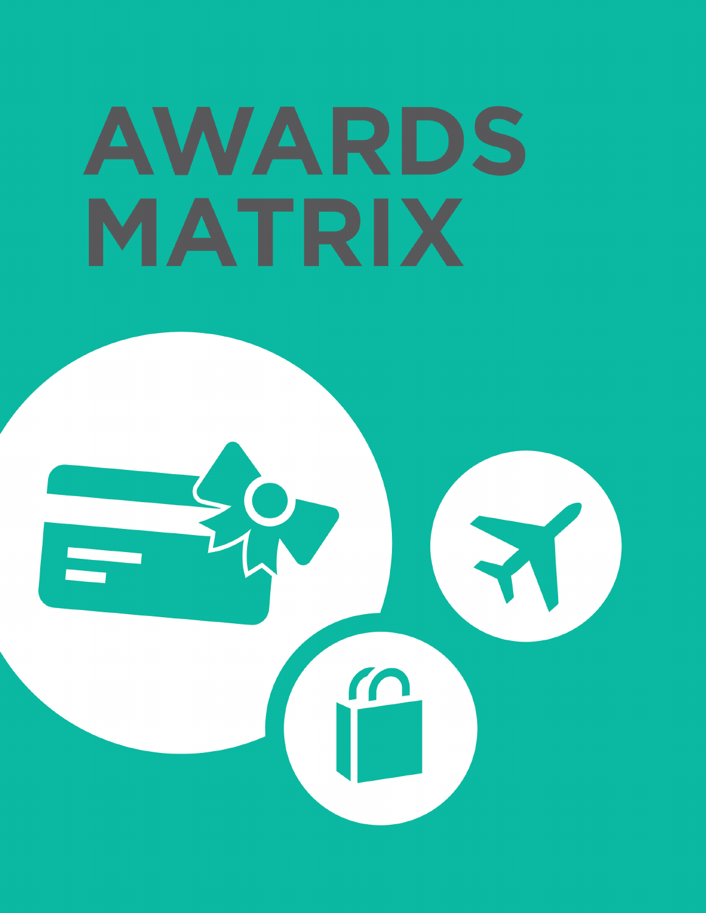# AWARDS MATRIX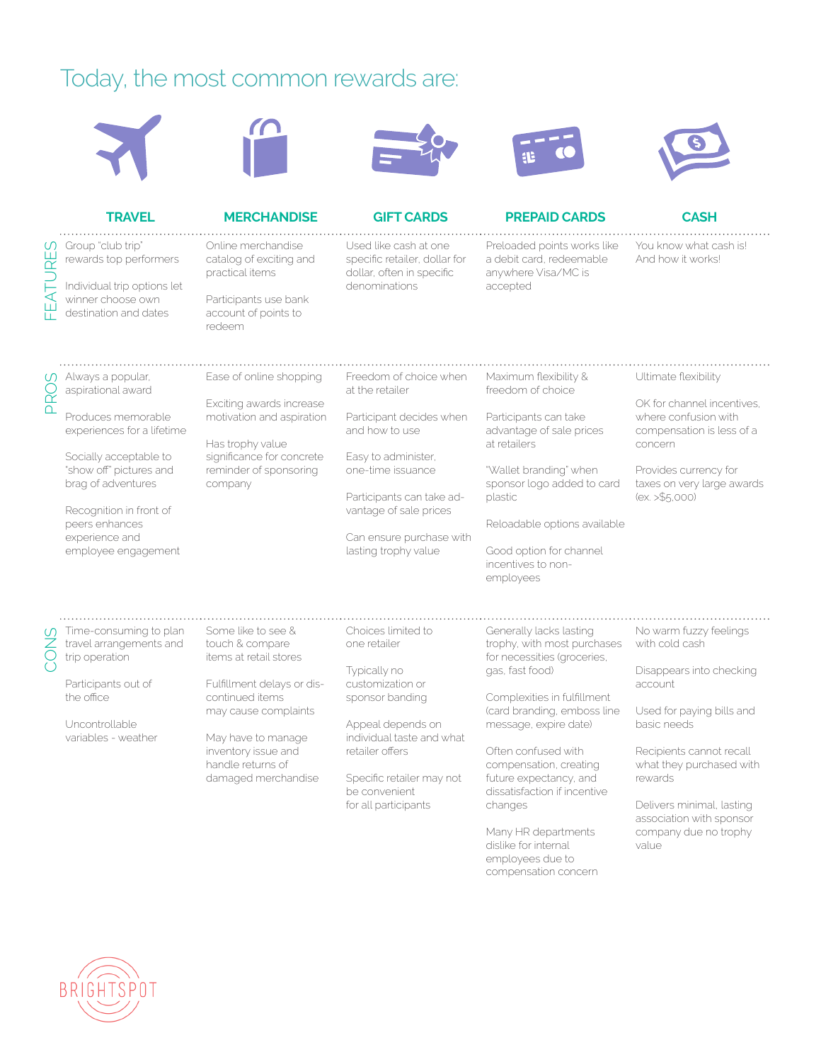# Today, the most common rewards are:

| | TRAVEL | MERCHANDISE | GIFT CARDS | PREPAID CARDS | CASH |
|---|---|---|---|---|---|
| FEATURES | Group "club trip" rewards top performers<br><br>Individual trip options let winner choose own destination and dates | Online merchandise catalog of exciting and practical items<br><br>Participants use bank account of points to redeem | Used like cash at one specific retailer, dollar for dollar, often in specific denominations | Preloaded points works like a debit card, redeemable anywhere Visa/MC is accepted | You know what cash is! And how it works! |
| PROS | Always a popular, aspirational award<br><br>Produces memorable experiences for a lifetime<br><br>Socially acceptable to "show off" pictures and brag of adventures<br><br>Recognition in front of peers enhances experience and employee engagement | Ease of online shopping<br><br>Exciting awards increase motivation and aspiration<br><br>Has trophy value significance for concrete reminder of sponsoring company | Freedom of choice when at the retailer<br><br>Participant decides when and how to use<br><br>Easy to administer, one-time issuance<br><br>Participants can take advantage of sale prices<br><br>Can ensure purchase with lasting trophy value | Maximum flexibility & freedom of choice<br><br>Participants can take advantage of sale prices at retailers<br><br>"Wallet branding" when sponsor logo added to card plastic<br><br>Reloadable options available<br><br>Good option for channel incentives to non-employees | Ultimate flexibility<br><br>OK for channel incentives, where confusion with compensation is less of a concern<br><br>Provides currency for taxes on very large awards (ex. >$5,000) |
| CONS | Time-consuming to plan travel arrangements and trip operation<br><br>Participants out of the office<br><br>Uncontrollable variables - weather | Some like to see & touch & compare items at retail stores<br><br>Fulfillment delays or discontinued items may cause complaints<br><br>May have to manage inventory issue and handle returns of damaged merchandise | Choices limited to one retailer<br><br>Typically no customization or sponsor banding<br><br>Appeal depends on individual taste and what retailer offers<br><br>Specific retailer may not be convenient for all participants | Generally lacks lasting trophy, with most purchases for necessities (groceries, gas, fast food)<br><br>Complexities in fulfillment (card branding, emboss line message, expire date)<br><br>Often confused with compensation, creating future expectancy, and dissatisfaction if incentive changes<br><br>Many HR departments dislike for internal employees due to compensation concern | No warm fuzzy feelings with cold cash<br><br>Disappears into checking account<br><br>Used for paying bills and basic needs<br><br>Recipients cannot recall what they purchased with rewards<br><br>Delivers minimal, lasting association with sponsor company due no trophy value |

BRIGHTSPOT